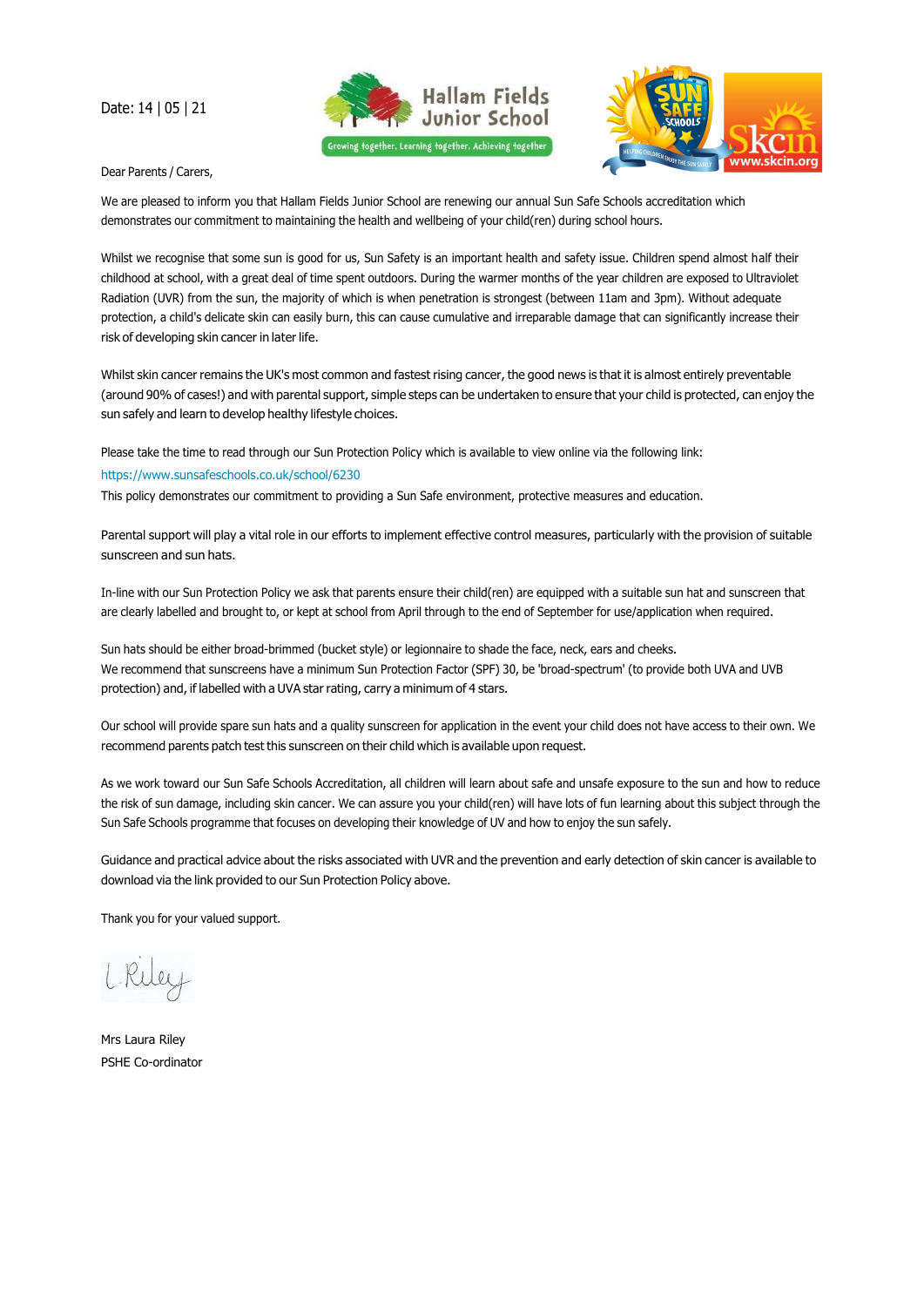Date: 14 | 05 | 21

Hallam Fields Junior School

Growing together, Learning together, Achieving together

Dear Parents / Carers,

We are pleased to inform you that Hallam Fields Junior School are renewing our annual Sun Safe Schools accreditation which demonstrates our commitment to maintaining the health and wellbeing of your child(ren) during school hours.

Whilst we recognise that some sun is good for us, Sun Safety is an important health and safety issue. Children spend almost half their childhood at school, with a great deal of time spent outdoors. During the warmer months of the year children are exposed to Ultraviolet Radiation (UVR) from the sun, the majority of which is when penetration is strongest (between 11am and 3pm). Without adequate protection, a child's delicate skin can easily burn, this can cause cumulative and irreparable damage that can significantly increase their risk of developing skin cancer in later life.

Whilst skin cancer remains the UK's most common and fastest rising cancer, the good news is that it is almost entirely preventable (around 90% of cases!) and with parental support, simple steps can be undertaken to ensure that your child is protected, can enjoy the sun safely and learn to develop healthy lifestyle choices.

Please take the time to read through our Sun Protection Policy which is available to view online via the following link:
https://www.sunsafeschools.co.uk/school/6230
This policy demonstrates our commitment to providing a Sun Safe environment, protective measures and education.

Parental support will play a vital role in our efforts to implement effective control measures, particularly with the provision of suitable sunscreen and sun hats.

In-line with our Sun Protection Policy we ask that parents ensure their child(ren) are equipped with a suitable sun hat and sunscreen that are clearly labelled and brought to, or kept at school from April through to the end of September for use/application when required.

Sun hats should be either broad-brimmed (bucket style) or legionnaire to shade the face, neck, ears and cheeks.
We recommend that sunscreens have a minimum Sun Protection Factor (SPF) 30, be 'broad-spectrum' (to provide both UVA and UVB protection) and, if labelled with a UVA star rating, carry a minimum of 4 stars.

Our school will provide spare sun hats and a quality sunscreen for application in the event your child does not have access to their own. We recommend parents patch test this sunscreen on their child which is available upon request.

As we work toward our Sun Safe Schools Accreditation, all children will learn about safe and unsafe exposure to the sun and how to reduce the risk of sun damage, including skin cancer. We can assure you your child(ren) will have lots of fun learning about this subject through the Sun Safe Schools programme that focuses on developing their knowledge of UV and how to enjoy the sun safely.

Guidance and practical advice about the risks associated with UVR and the prevention and early detection of skin cancer is available to download via the link provided to our Sun Protection Policy above.

Thank you for your valued support.

L Riley

Mrs Laura Riley
PSHE Co-ordinator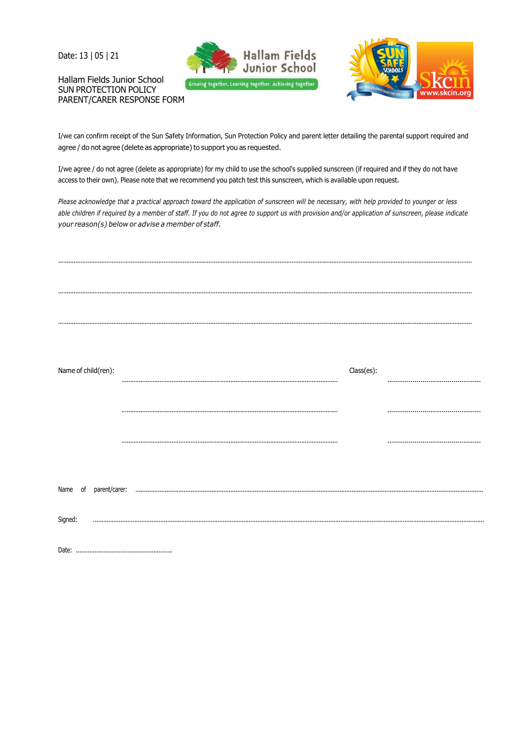Date: 13 | 05 | 21

Hallam Fields Junior School
SUN PROTECTION POLICY
PARENT/CARER RESPONSE FORM

Hallam Fields Junior School
Growing together, Learning together, Achieving together

SUN SAFE SCHOOLS
HELPING CHILDREN ENJOY THE SUN SAFELY

Skcin
www.skcin.org

I/we can confirm receipt of the Sun Safety Information, Sun Protection Policy and parent letter detailing the parental support required and agree / do not agree (delete as appropriate) to support you as requested.

I/we agree / do not agree (delete as appropriate) for my child to use the school's supplied sunscreen (if required and if they do not have access to their own). Please note that we recommend you patch test this sunscreen, which is available upon request.

*Please acknowledge that a practical approach toward the application of sunscreen will be necessary, with help provided to younger or less able children if required by a member of staff. If you do not agree to support us with provision and/or application of sunscreen, please indicate your reason(s) below or advise a member of staff.*

..........................................................................................................................................................................

..........................................................................................................................................................................

..........................................................................................................................................................................

Name of child(ren): .......................................................................... Class(es): ..............................

.......................................................................... ..............................

.......................................................................... ..............................

Name of parent/carer: ..........................................................................................................................

Signed: ..........................................................................................................................................

Date: ........................................................